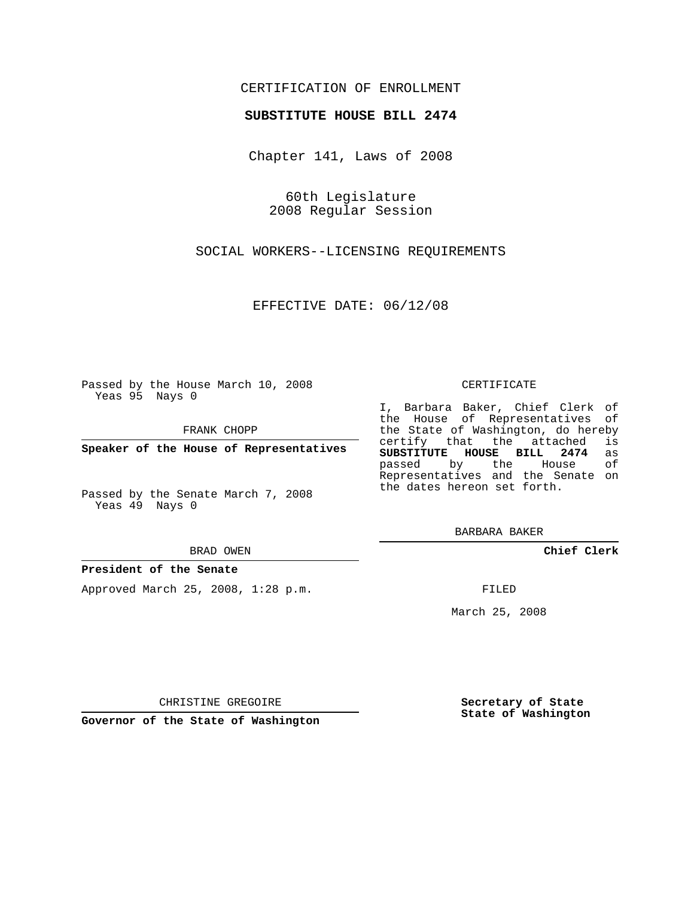CERTIFICATION OF ENROLLMENT

**SUBSTITUTE HOUSE BILL 2474**

Chapter 141, Laws of 2008

60th Legislature
2008 Regular Session

SOCIAL WORKERS--LICENSING REQUIREMENTS

EFFECTIVE DATE: 06/12/08

Passed by the House March 10, 2008
Yeas 95 Nays 0

FRANK CHOPP

**Speaker of the House of Representatives**

Passed by the Senate March 7, 2008
Yeas 49 Nays 0

BRAD OWEN

**President of the Senate**

Approved March 25, 2008, 1:28 p.m.

CHRISTINE GREGOIRE

**Governor of the State of Washington**

CERTIFICATE

I, Barbara Baker, Chief Clerk of the House of Representatives of the State of Washington, do hereby certify that the attached is **SUBSTITUTE HOUSE BILL 2474** as passed by the House of Representatives and the Senate on the dates hereon set forth.

BARBARA BAKER

**Chief Clerk**

FILED

March 25, 2008

**Secretary of State**
**State of Washington**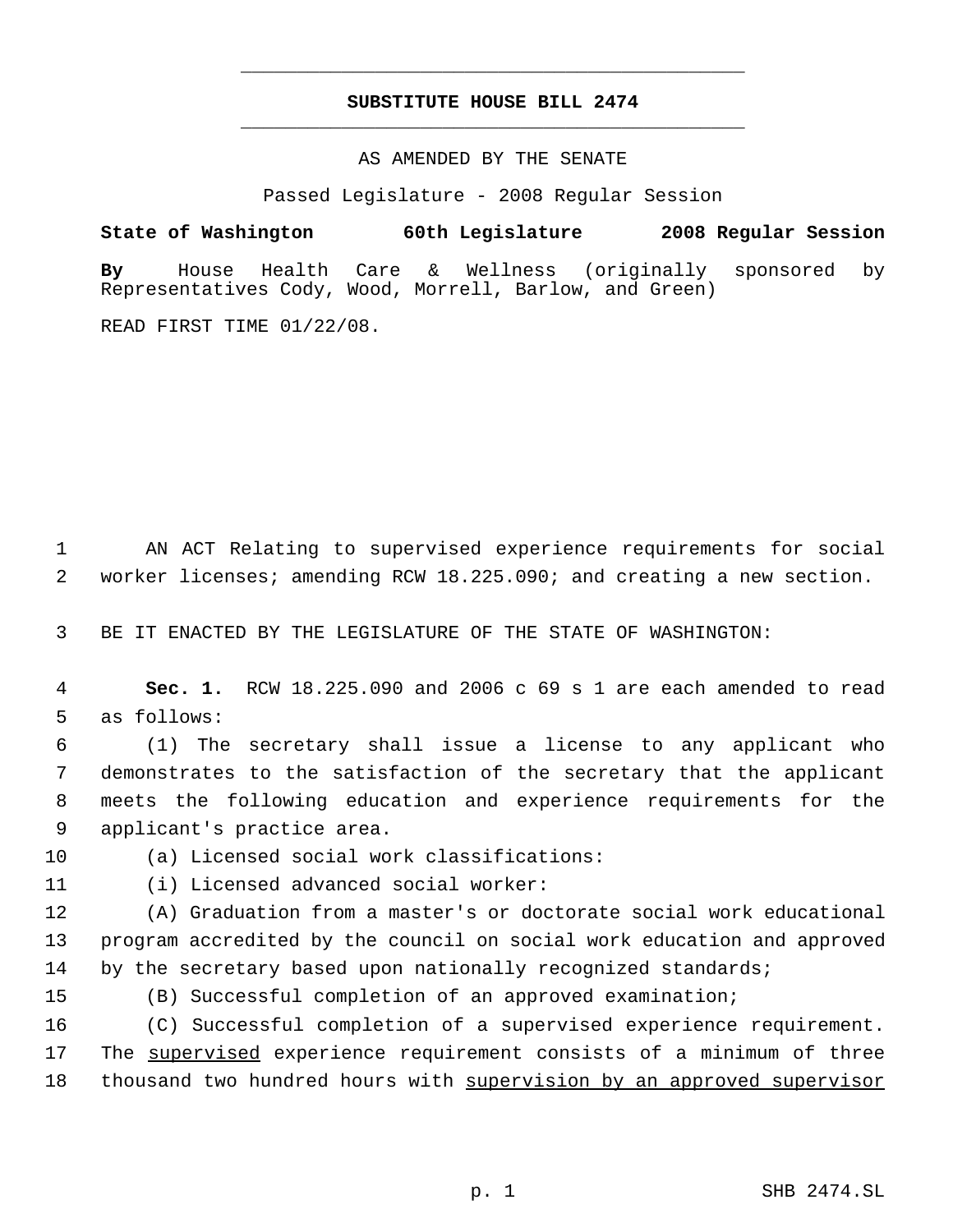# SUBSTITUTE HOUSE BILL 2474

AS AMENDED BY THE SENATE

Passed Legislature - 2008 Regular Session

**State of Washington 60th Legislature 2008 Regular Session**

**By** House Health Care & Wellness (originally sponsored by Representatives Cody, Wood, Morrell, Barlow, and Green)

READ FIRST TIME 01/22/08.

AN ACT Relating to supervised experience requirements for social worker licenses; amending RCW 18.225.090; and creating a new section.

BE IT ENACTED BY THE LEGISLATURE OF THE STATE OF WASHINGTON:

**Sec. 1.** RCW 18.225.090 and 2006 c 69 s 1 are each amended to read as follows:

(1) The secretary shall issue a license to any applicant who demonstrates to the satisfaction of the secretary that the applicant meets the following education and experience requirements for the applicant's practice area.

(a) Licensed social work classifications:

(i) Licensed advanced social worker:

(A) Graduation from a master's or doctorate social work educational program accredited by the council on social work education and approved by the secretary based upon nationally recognized standards;

(B) Successful completion of an approved examination;

(C) Successful completion of a supervised experience requirement. The supervised experience requirement consists of a minimum of three thousand two hundred hours with supervision by an approved supervisor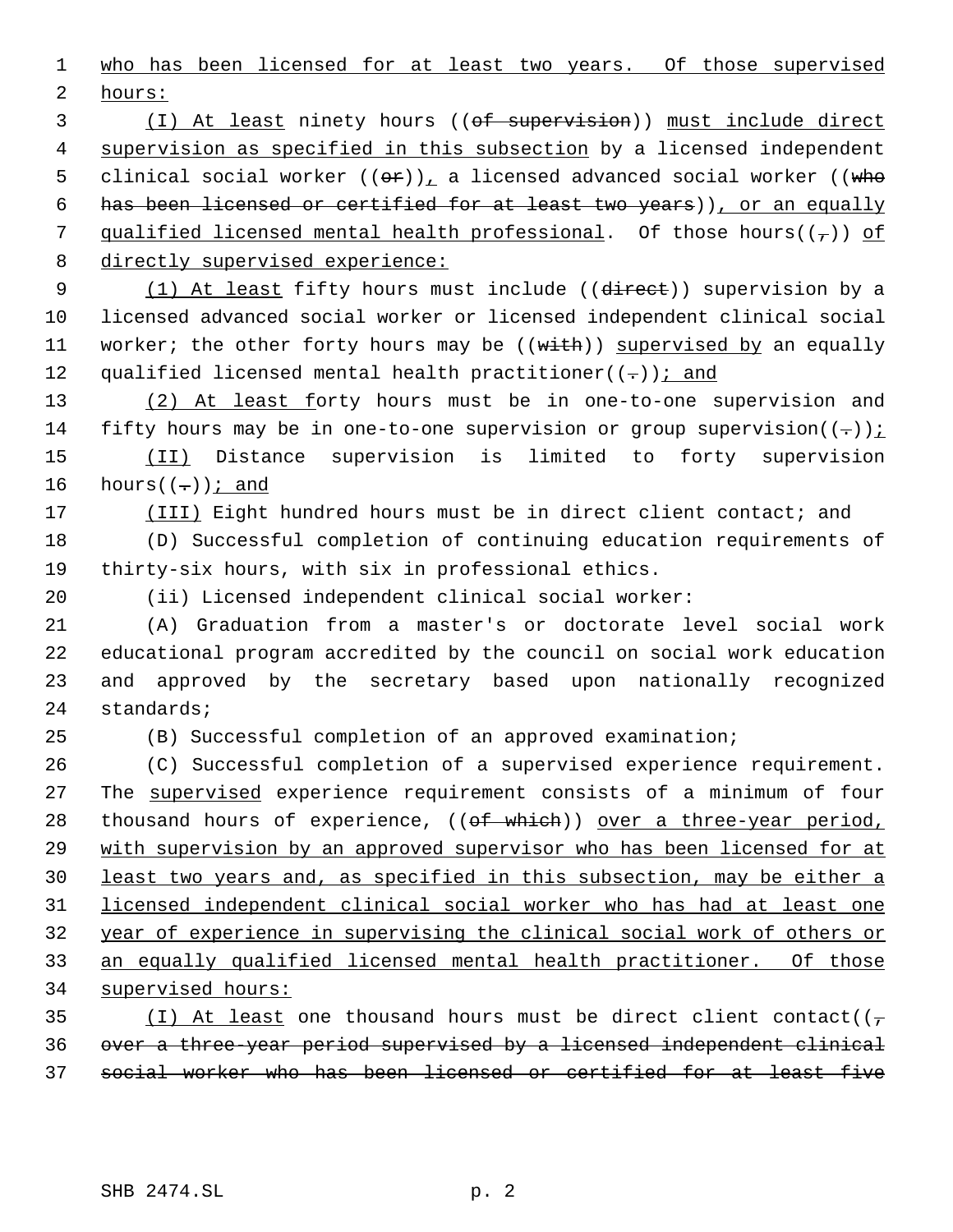who has been licensed for at least two years. Of those supervised hours:

(I) At least ninety hours ((~~of supervision~~)) must include direct supervision as specified in this subsection by a licensed independent clinical social worker ((~~or~~)), a licensed advanced social worker ((~~who has been licensed or certified for at least two years~~)), or an equally qualified licensed mental health professional. Of those hours((~~,~~)) of directly supervised experience:

(1) At least fifty hours must include ((~~direct~~)) supervision by a licensed advanced social worker or licensed independent clinical social worker; the other forty hours may be ((~~with~~)) supervised by an equally qualified licensed mental health practitioner((~~.~~)); and

(2) At least forty hours must be in one-to-one supervision and fifty hours may be in one-to-one supervision or group supervision((~~.~~));

(II) Distance supervision is limited to forty supervision hours((~~.~~)); and

(III) Eight hundred hours must be in direct client contact; and

(D) Successful completion of continuing education requirements of thirty-six hours, with six in professional ethics.

(ii) Licensed independent clinical social worker:

(A) Graduation from a master's or doctorate level social work educational program accredited by the council on social work education and approved by the secretary based upon nationally recognized standards;

(B) Successful completion of an approved examination;

(C) Successful completion of a supervised experience requirement. The supervised experience requirement consists of a minimum of four thousand hours of experience, ((~~of which~~)) over a three-year period, with supervision by an approved supervisor who has been licensed for at least two years and, as specified in this subsection, may be either a licensed independent clinical social worker who has had at least one year of experience in supervising the clinical social work of others or an equally qualified licensed mental health practitioner. Of those supervised hours:

(I) At least one thousand hours must be direct client contact((~~, over a three-year period supervised by a licensed independent clinical social worker who has been licensed or certified for at least five~~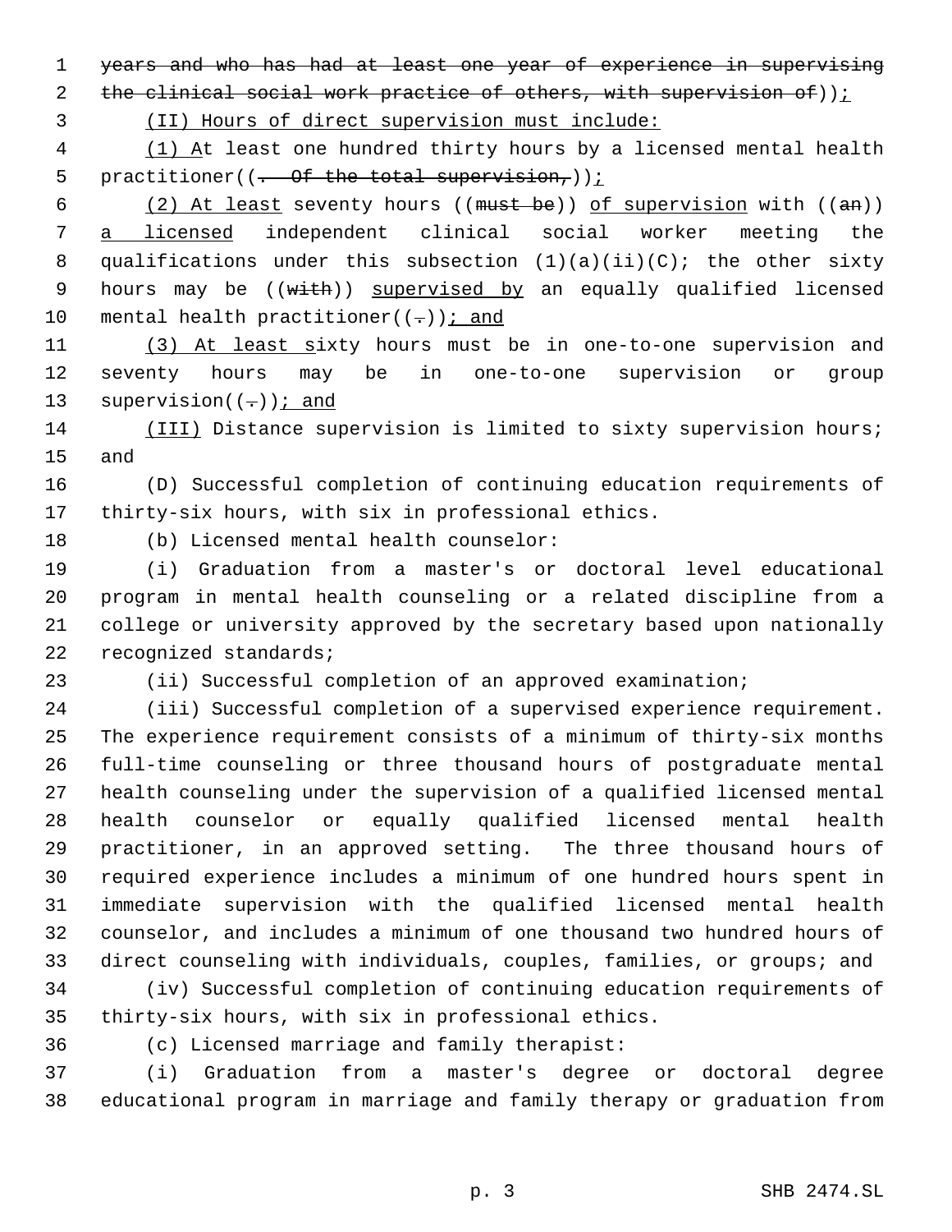~~years and who has had at least one year of experience in supervising the clinical social work practice of others, with supervision of~~));

(II) Hours of direct supervision must include:

(1) At least one hundred thirty hours by a licensed mental health practitioner((~~. Of the total supervision,~~));

(2) At least seventy hours ((~~must be~~)) of supervision with ((~~an~~)) a licensed independent clinical social worker meeting the qualifications under this subsection (1)(a)(ii)(C); the other sixty hours may be ((~~with~~)) supervised by an equally qualified licensed mental health practitioner((~~.~~)); and

(3) At least sixty hours must be in one-to-one supervision and seventy hours may be in one-to-one supervision or group supervision((~~.~~)); and

(III) Distance supervision is limited to sixty supervision hours; and

(D) Successful completion of continuing education requirements of thirty-six hours, with six in professional ethics.

(b) Licensed mental health counselor:

(i) Graduation from a master's or doctoral level educational program in mental health counseling or a related discipline from a college or university approved by the secretary based upon nationally recognized standards;

(ii) Successful completion of an approved examination;

(iii) Successful completion of a supervised experience requirement. The experience requirement consists of a minimum of thirty-six months full-time counseling or three thousand hours of postgraduate mental health counseling under the supervision of a qualified licensed mental health counselor or equally qualified licensed mental health practitioner, in an approved setting. The three thousand hours of required experience includes a minimum of one hundred hours spent in immediate supervision with the qualified licensed mental health counselor, and includes a minimum of one thousand two hundred hours of direct counseling with individuals, couples, families, or groups; and

(iv) Successful completion of continuing education requirements of thirty-six hours, with six in professional ethics.

(c) Licensed marriage and family therapist:

(i) Graduation from a master's degree or doctoral degree educational program in marriage and family therapy or graduation from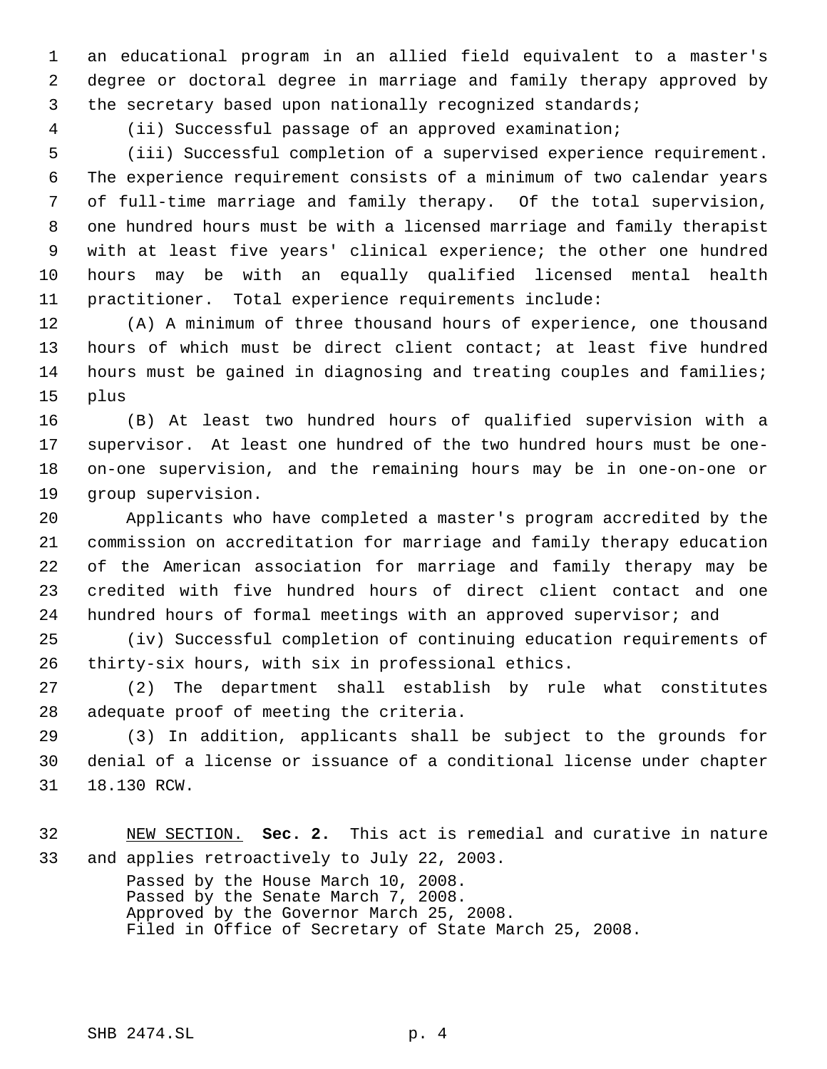an educational program in an allied field equivalent to a master's degree or doctoral degree in marriage and family therapy approved by the secretary based upon nationally recognized standards;

(ii) Successful passage of an approved examination;

(iii) Successful completion of a supervised experience requirement. The experience requirement consists of a minimum of two calendar years of full-time marriage and family therapy. Of the total supervision, one hundred hours must be with a licensed marriage and family therapist with at least five years' clinical experience; the other one hundred hours may be with an equally qualified licensed mental health practitioner. Total experience requirements include:

(A) A minimum of three thousand hours of experience, one thousand hours of which must be direct client contact; at least five hundred hours must be gained in diagnosing and treating couples and families; plus

(B) At least two hundred hours of qualified supervision with a supervisor. At least one hundred of the two hundred hours must be one-on-one supervision, and the remaining hours may be in one-on-one or group supervision.

Applicants who have completed a master's program accredited by the commission on accreditation for marriage and family therapy education of the American association for marriage and family therapy may be credited with five hundred hours of direct client contact and one hundred hours of formal meetings with an approved supervisor; and

(iv) Successful completion of continuing education requirements of thirty-six hours, with six in professional ethics.

(2) The department shall establish by rule what constitutes adequate proof of meeting the criteria.

(3) In addition, applicants shall be subject to the grounds for denial of a license or issuance of a conditional license under chapter 18.130 RCW.

NEW SECTION. **Sec. 2.** This act is remedial and curative in nature and applies retroactively to July 22, 2003.

Passed by the House March 10, 2008.
Passed by the Senate March 7, 2008.
Approved by the Governor March 25, 2008.
Filed in Office of Secretary of State March 25, 2008.